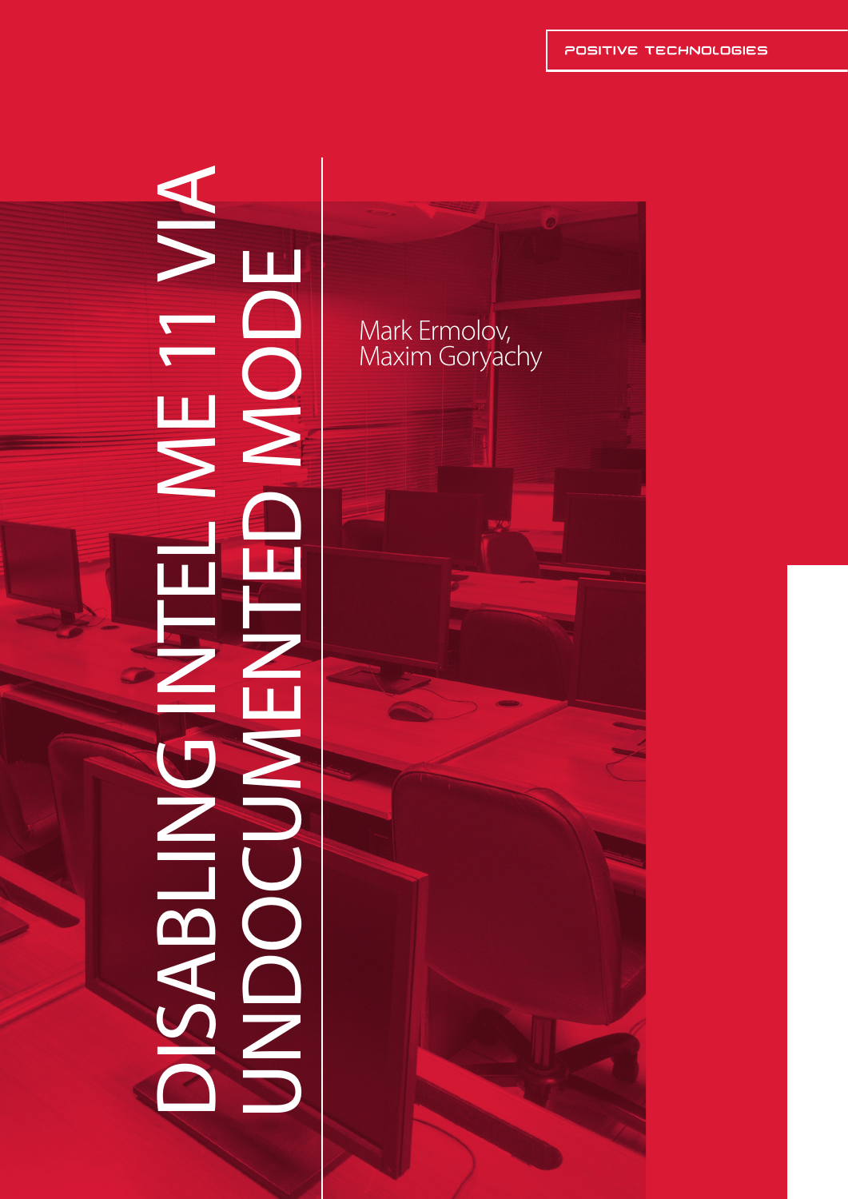POSITIVE TECHNOLOGIES

# DISABLING INTEL ME 11 VIA UNDOCUMENTED MODE

Mark Ermolov,
Maxim Goryachy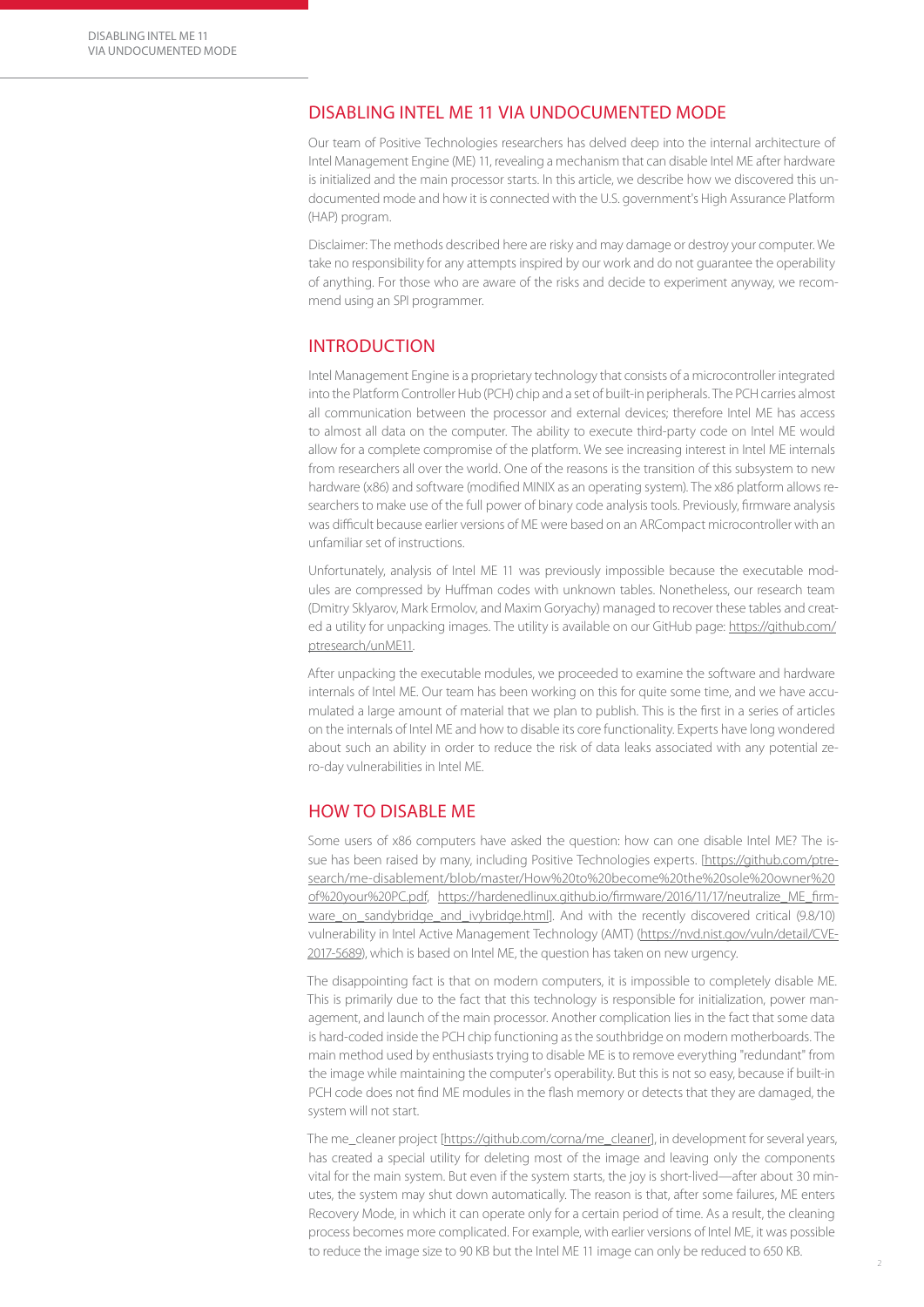## DISABLING INTEL ME 11 VIA UNDOCUMENTED MODE

Our team of Positive Technologies researchers has delved deep into the internal architecture of Intel Management Engine (ME) 11, revealing a mechanism that can disable Intel ME after hardware is initialized and the main processor starts. In this article, we describe how we discovered this undocumented mode and how it is connected with the U.S. government's High Assurance Platform (HAP) program.

Disclaimer: The methods described here are risky and may damage or destroy your computer. We take no responsibility for any attempts inspired by our work and do not guarantee the operability of anything. For those who are aware of the risks and decide to experiment anyway, we recommend using an SPI programmer.

## INTRODUCTION

Intel Management Engine is a proprietary technology that consists of a microcontroller integrated into the Platform Controller Hub (PCH) chip and a set of built-in peripherals. The PCH carries almost all communication between the processor and external devices; therefore Intel ME has access to almost all data on the computer. The ability to execute third-party code on Intel ME would allow for a complete compromise of the platform. We see increasing interest in Intel ME internals from researchers all over the world. One of the reasons is the transition of this subsystem to new hardware (x86) and software (modified MINIX as an operating system). The x86 platform allows researchers to make use of the full power of binary code analysis tools. Previously, firmware analysis was difficult because earlier versions of ME were based on an ARCompact microcontroller with an unfamiliar set of instructions.

Unfortunately, analysis of Intel ME 11 was previously impossible because the executable modules are compressed by Huffman codes with unknown tables. Nonetheless, our research team (Dmitry Sklyarov, Mark Ermolov, and Maxim Goryachy) managed to recover these tables and created a utility for unpacking images. The utility is available on our GitHub page: https://github.com/ptresearch/unME11.

After unpacking the executable modules, we proceeded to examine the software and hardware internals of Intel ME. Our team has been working on this for quite some time, and we have accumulated a large amount of material that we plan to publish. This is the first in a series of articles on the internals of Intel ME and how to disable its core functionality. Experts have long wondered about such an ability in order to reduce the risk of data leaks associated with any potential zero-day vulnerabilities in Intel ME.

## HOW TO DISABLE ME

Some users of x86 computers have asked the question: how can one disable Intel ME? The issue has been raised by many, including Positive Technologies experts. [https://github.com/ptresearch/me-disablement/blob/master/How%20to%20become%20the%20sole%20owner%20of%20your%20PC.pdf, https://hardenedlinux.github.io/firmware/2016/11/17/neutralize_ME_firmware_on_sandybridge_and_ivybridge.html]. And with the recently discovered critical (9.8/10) vulnerability in Intel Active Management Technology (AMT) (https://nvd.nist.gov/vuln/detail/CVE-2017-5689), which is based on Intel ME, the question has taken on new urgency.

The disappointing fact is that on modern computers, it is impossible to completely disable ME. This is primarily due to the fact that this technology is responsible for initialization, power management, and launch of the main processor. Another complication lies in the fact that some data is hard-coded inside the PCH chip functioning as the southbridge on modern motherboards. The main method used by enthusiasts trying to disable ME is to remove everything "redundant" from the image while maintaining the computer's operability. But this is not so easy, because if built-in PCH code does not find ME modules in the flash memory or detects that they are damaged, the system will not start.

The me_cleaner project [https://github.com/corna/me_cleaner], in development for several years, has created a special utility for deleting most of the image and leaving only the components vital for the main system. But even if the system starts, the joy is short-lived—after about 30 minutes, the system may shut down automatically. The reason is that, after some failures, ME enters Recovery Mode, in which it can operate only for a certain period of time. As a result, the cleaning process becomes more complicated. For example, with earlier versions of Intel ME, it was possible to reduce the image size to 90 KB but the Intel ME 11 image can only be reduced to 650 KB.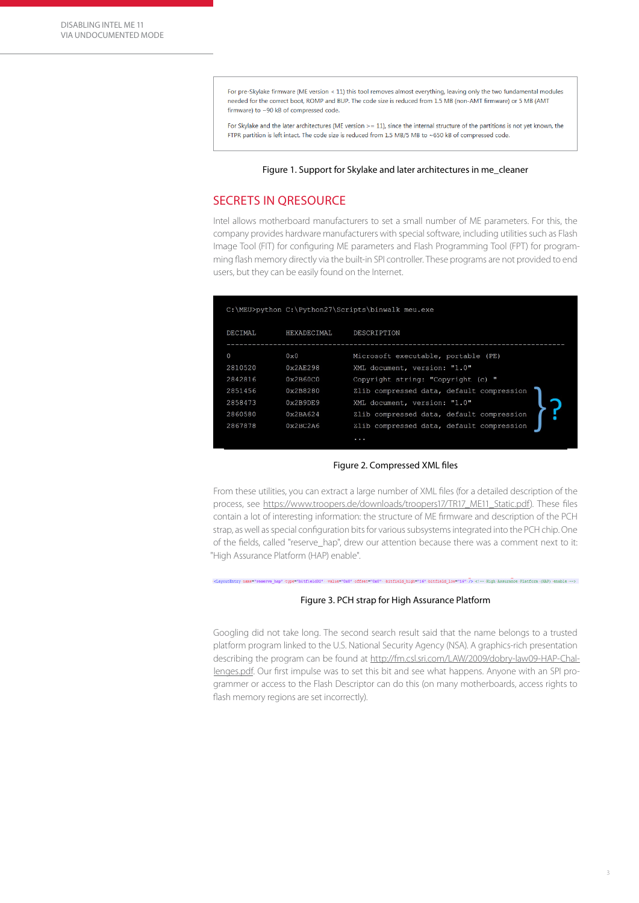For pre-Skylake firmware (ME version < 11) this tool removes almost everything, leaving only the two fundamental modules needed for the correct boot, ROMP and BUP. The code size is reduced from 1.5 MB (non-AMT firmware) or 5 MB (AMT firmware) to ~90 kB of compressed code.

For Skylake and the later architectures (ME version >= 11), since the internal structure of the partitions is not yet known, the FTPR partition is left intact. The code size is reduced from 1.5 MB/5 MB to ~650 kB of compressed code.

Figure 1. Support for Skylake and later architectures in me_cleaner

## SECRETS IN QRESOURCE

Intel allows motherboard manufacturers to set a small number of ME parameters. For this, the company provides hardware manufacturers with special software, including utilities such as Flash Image Tool (FIT) for configuring ME parameters and Flash Programming Tool (FPT) for programming flash memory directly via the built-in SPI controller. These programs are not provided to end users, but they can be easily found on the Internet.

```
C:\MEU>python C:\Python27\Scripts\binwalk meu.exe

DECIMAL       HEXADECIMAL     DESCRIPTION
--------------------------------------------------------------------------------
0             0x0             Microsoft executable, portable (PE)
2810520       0x2AE298        XML document, version: "1.0"
2842816       0x2B60C0        Copyright string: "Copyright (c) "
2851456       0x2B8280        Zlib compressed data, default compression
2858473       0x2B9DE9        XML document, version: "1.0"
2860580       0x2BA624        Zlib compressed data, default compression
2867878       0x2BC2A6        Zlib compressed data, default compression
                              ...
```

Figure 2. Compressed XML files

From these utilities, you can extract a large number of XML files (for a detailed description of the process, see https://www.troopers.de/downloads/troopers17/TR17_ME11_Static.pdf). These files contain a lot of interesting information: the structure of ME firmware and description of the PCH strap, as well as special configuration bits for various subsystems integrated into the PCH chip. One of the fields, called "reserve_hap", drew our attention because there was a comment next to it: "High Assurance Platform (HAP) enable".

```
<LayoutEntry name="reserve_hap" type="bitfield32" value="0x0" offset="0x0" bitfield_high="16" bitfield_low="16" /> <!-- High Assurance Platform (HAP) enable -->
```

Figure 3. PCH strap for High Assurance Platform

Googling did not take long. The second search result said that the name belongs to a trusted platform program linked to the U.S. National Security Agency (NSA). A graphics-rich presentation describing the program can be found at http://fm.csl.sri.com/LAW/2009/dobry-law09-HAP-Challenges.pdf. Our first impulse was to set this bit and see what happens. Anyone with an SPI programmer or access to the Flash Descriptor can do this (on many motherboards, access rights to flash memory regions are set incorrectly).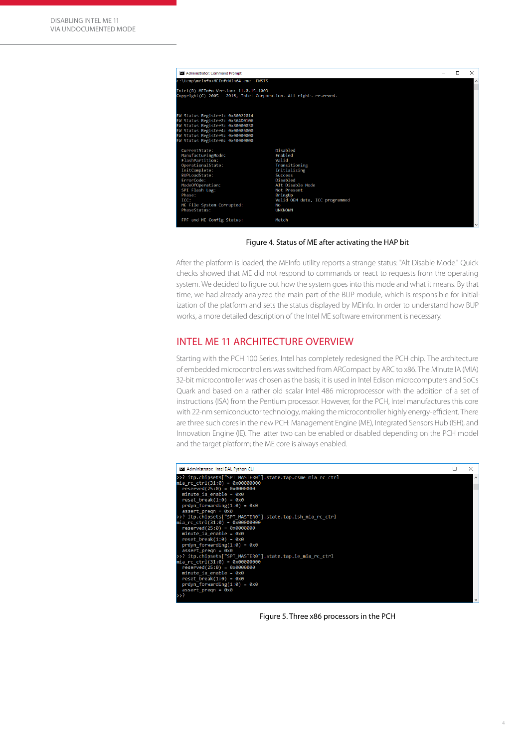```
c:\temp\meinfo>MEInfoWin64.exe -FWSTS

Intel(R) MEInfo Version: 11.0.15.1003
Copyright(C) 2005 - 2016, Intel Corporation. All rights reserved.


FW Status Register1: 0x80022014
FW Status Register2: 0x364D0106
FW Status Register3: 0x00000030
FW Status Register4: 0x00086000
FW Status Register5: 0x00000000
FW Status Register6: 0x40000000

  CurrentState:                     Disabled
  ManufacturingMode:                Enabled
  FlashPartition:                   Valid
  OperationalState:                 Transitioning
  InitComplete:                     Initializing
  BUPLoadState:                     Success
  ErrorCode:                        Disabled
  ModeOfOperation:                  Alt Disable Mode
  SPI Flash Log:                    Not Present
  Phase:                            BringUp
  ICC:                              Valid OEM data, ICC programmed
  ME File System Corrupted:         No
  PhaseStatus:                      UNKNOWN

  FPF and ME Config Status:         Match
```

Figure 4. Status of ME after activating the HAP bit

After the platform is loaded, the MEInfo utility reports a strange status: "Alt Disable Mode." Quick checks showed that ME did not respond to commands or react to requests from the operating system. We decided to figure out how the system goes into this mode and what it means. By that time, we had already analyzed the main part of the BUP module, which is responsible for initialization of the platform and sets the status displayed by MEInfo. In order to understand how BUP works, a more detailed description of the Intel ME software environment is necessary.

## INTEL ME 11 ARCHITECTURE OVERVIEW

Starting with the PCH 100 Series, Intel has completely redesigned the PCH chip. The architecture of embedded microcontrollers was switched from ARCompact by ARC to x86. The Minute IA (MIA) 32-bit microcontroller was chosen as the basis; it is used in Intel Edison microcomputers and SoCs Quark and based on a rather old scalar Intel 486 microprocessor with the addition of a set of instructions (ISA) from the Pentium processor. However, for the PCH, Intel manufactures this core with 22-nm semiconductor technology, making the microcontroller highly energy-efficient. There are three such cores in the new PCH: Management Engine (ME), Integrated Sensors Hub (ISH), and Innovation Engine (IE). The latter two can be enabled or disabled depending on the PCH model and the target platform; the ME core is always enabled.

```
>>? itp.chipsets["SPT_MASTER0"].state.tap.csme_mia_rc_ctrl
mia_rc_ctrl(31:0) - 0x00000000
  reserved(25:0) = 0x0000000
  minute_ia_enable - 0x0
  reset_break(1:0) - 0x0
  prdyn_forwarding(1:0) = 0x0
  assert_preqn = 0x0
>>? itp.chipsets["SPT_MASTER0"].state.tap.ish_mia_rc_ctrl
mia_rc_ctrl(31:0) - 0x00000000
  reserved(25:0) = 0x0000000
  minute_ia_enable - 0x0
  reset_break(1:0) - 0x0
  prdyn_forwarding(1:0) = 0x0
  assert_preqn = 0x0
>>? itp.chipsets["SPT_MASTER0"].state.tap.ie_mia_rc_ctrl
mia_rc_ctrl(31:0) - 0x00000000
  reserved(25:0) = 0x0000000
  minute_ia_enable - 0x0
  reset_break(1:0) - 0x0
  prdyn_forwarding(1:0) = 0x0
  assert_preqn = 0x0
>>?
```

Figure 5. Three x86 processors in the PCH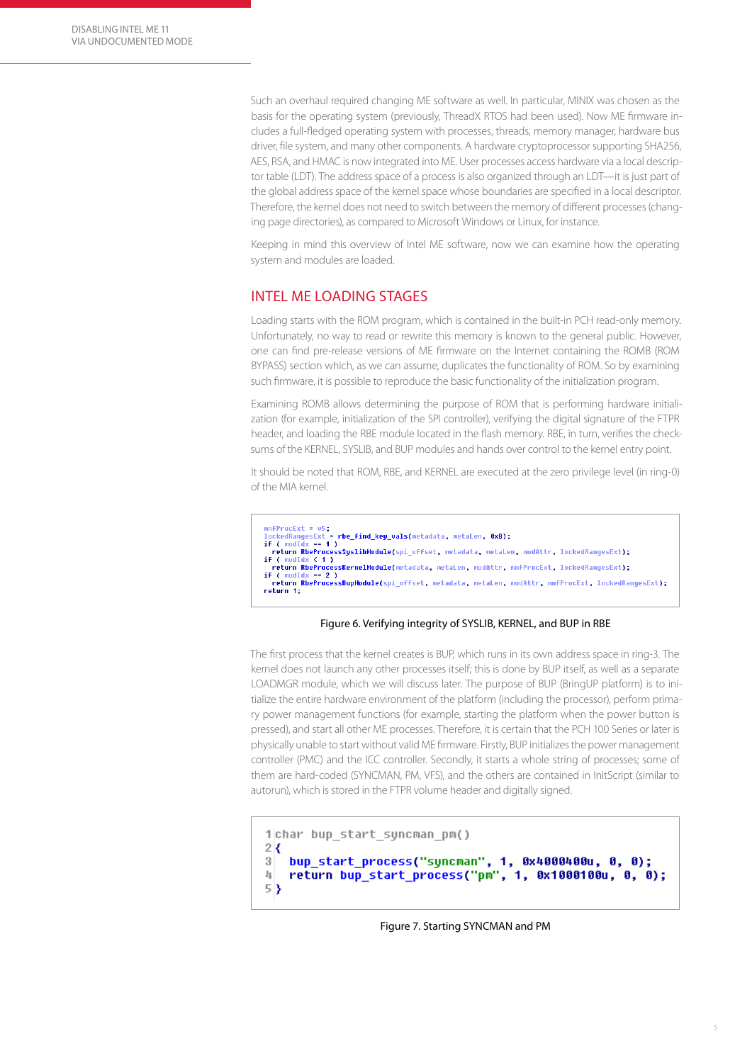Such an overhaul required changing ME software as well. In particular, MINIX was chosen as the basis for the operating system (previously, ThreadX RTOS had been used). Now ME firmware includes a full-fledged operating system with processes, threads, memory manager, hardware bus driver, file system, and many other components. A hardware cryptoprocessor supporting SHA256, AES, RSA, and HMAC is now integrated into ME. User processes access hardware via a local descriptor table (LDT). The address space of a process is also organized through an LDT—it is just part of the global address space of the kernel space whose boundaries are specified in a local descriptor. Therefore, the kernel does not need to switch between the memory of different processes (changing page directories), as compared to Microsoft Windows or Linux, for instance.

Keeping in mind this overview of Intel ME software, now we can examine how the operating system and modules are loaded.

## INTEL ME LOADING STAGES

Loading starts with the ROM program, which is contained in the built-in PCH read-only memory. Unfortunately, no way to read or rewrite this memory is known to the general public. However, one can find pre-release versions of ME firmware on the Internet containing the ROMB (ROM BYPASS) section which, as we can assume, duplicates the functionality of ROM. So by examining such firmware, it is possible to reproduce the basic functionality of the initialization program.

Examining ROMB allows determining the purpose of ROM that is performing hardware initialization (for example, initialization of the SPI controller), verifying the digital signature of the FTPR header, and loading the RBE module located in the flash memory. RBE, in turn, verifies the checksums of the KERNEL, SYSLIB, and BUP modules and hands over control to the kernel entry point.

It should be noted that ROM, RBE, and KERNEL are executed at the zero privilege level (in ring-0) of the MIA kernel.

```
mnfProcExt = v5;
lockedRangesExt = rbe_find_key_vals(metadata, metaLen, 0x8);
if ( modIdx == 1 )
  return RbeProcessSyslibModule(spi_offset, metadata, metaLen, modAttr, lockedRangesExt);
if ( modIdx < 1 )
  return RbeProcessKernelModule(metadata, metaLen, modAttr, mnfProcExt, lockedRangesExt);
if ( modIdx == 2 )
  return RbeProcessBupModule(spi_offset, metadata, metaLen, modAttr, mnfProcExt, lockedRangesExt);
return 1;
```

Figure 6. Verifying integrity of SYSLIB, KERNEL, and BUP in RBE

The first process that the kernel creates is BUP, which runs in its own address space in ring-3. The kernel does not launch any other processes itself; this is done by BUP itself, as well as a separate LOADMGR module, which we will discuss later. The purpose of BUP (BringUP platform) is to initialize the entire hardware environment of the platform (including the processor), perform primary power management functions (for example, starting the platform when the power button is pressed), and start all other ME processes. Therefore, it is certain that the PCH 100 Series or later is physically unable to start without valid ME firmware. Firstly, BUP initializes the power management controller (PMC) and the ICC controller. Secondly, it starts a whole string of processes; some of them are hard-coded (SYNCMAN, PM, VFS), and the others are contained in InitScript (similar to autorun), which is stored in the FTPR volume header and digitally signed.

```
1 char bup_start_syncman_pm()
2 {
3   bup_start_process("syncman", 1, 0x4000400u, 0, 0);
4   return bup_start_process("pm", 1, 0x1000100u, 0, 0);
5 }
```

Figure 7. Starting SYNCMAN and PM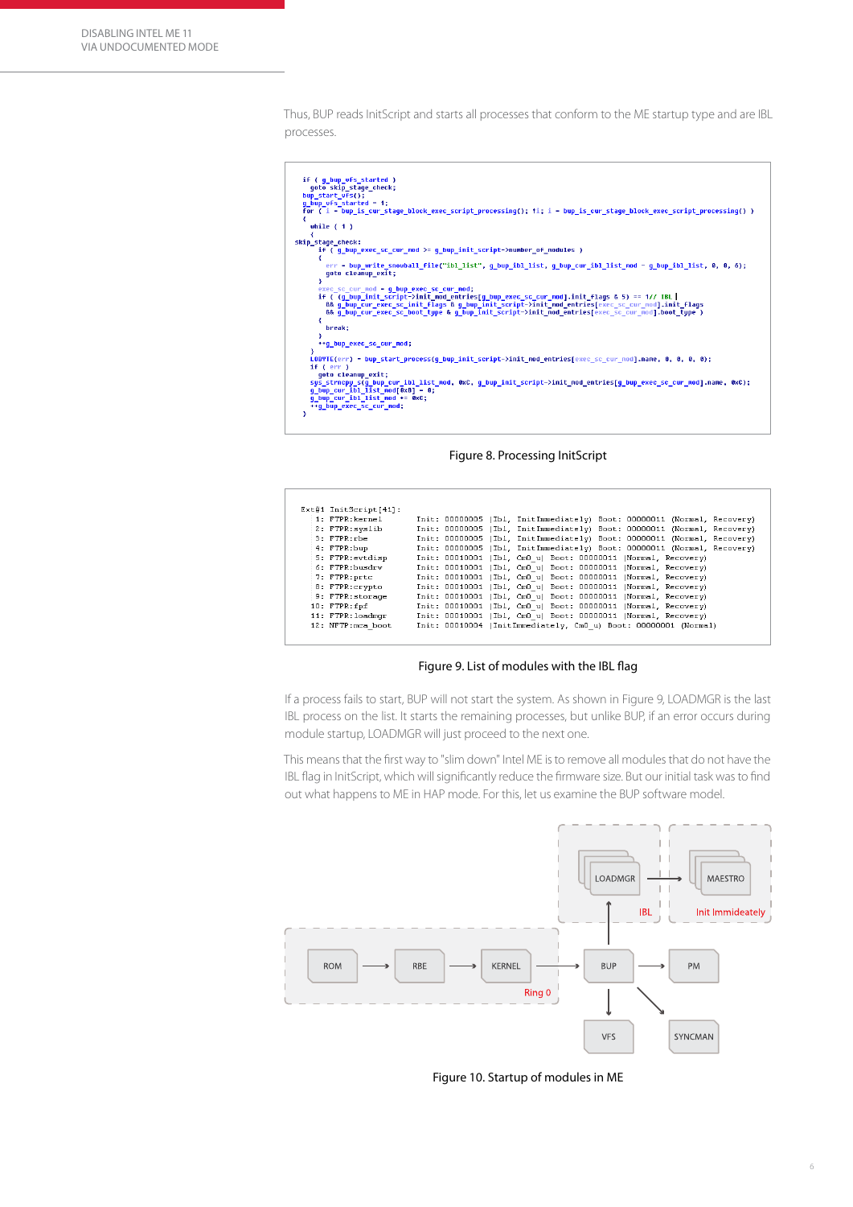Thus, BUP reads InitScript and starts all processes that conform to the ME startup type and are IBL processes.

```
if ( g_bup_vfs_started )
  goto skip_stage_check;
bup_start_vfs();
g_bup_vfs_started = 1;
for ( i = bup_is_cur_stage_block_exec_script_processing(); !i; i = bup_is_cur_stage_block_exec_script_processing() )
{
  while ( 1 )
  {
skip_stage_check:
    if ( g_bup_exec_sc_cur_mod >= g_bup_init_script->number_of_modules )
    {
      err = bup_write_snowball_file("ibl_list", g_bup_ibl_list, g_bup_cur_ibl_list_mod - g_bup_ibl_list, 0, 0, 0);
      goto cleanup_exit;
    }
    exec_sc_cur_mod = g_bup_exec_sc_cur_mod;
    if ( (g_bup_init_script->init_mod_entries[g_bup_exec_sc_cur_mod].init_flags & 5) == 1// IBL |
      && g_bup_cur_exec_sc_init_flags & g_bup_init_script->init_mod_entries[exec_sc_cur_mod].init_flags
      && g_bup_cur_exec_sc_boot_type & g_bup_init_script->init_mod_entries[exec_sc_cur_mod].boot_type )
    {
      break;
    }
    ++g_bup_exec_sc_cur_mod;
  }
  LOBYTE(err) = bup_start_process(g_bup_init_script->init_mod_entries[exec_sc_cur_mod].name, 0, 0, 0, 0);
  if ( err )
    goto cleanup_exit;
  sys_strncpy_s(g_bup_cur_ibl_list_mod, 0xC, g_bup_init_script->init_mod_entries[g_bup_exec_sc_cur_mod].name, 0xC);
  g_bup_cur_ibl_list_mod[0xB] = 0;
  g_bup_cur_ibl_list_mod += 0xC;
  ++g_bup_exec_sc_cur_mod;
}
```

Figure 8. Processing InitScript

```
Ext#1 InitScript[41]:
   1: FTPR:kernel       Init: 00000005 |Ibl, InitImmediately) Boot: 00000011 (Normal, Recovery)
   2: FTPR:syslib       Init: 00000005 |Ibl, InitImmediately) Boot: 00000011 (Normal, Recovery)
   3: FTPR:rbe          Init: 00000005 |Ibl, InitImmediately) Boot: 00000011 (Normal, Recovery)
   4: FTPR:bup          Init: 00000005 |Ibl, InitImmediately) Boot: 00000011 (Normal, Recovery)
   5: FTPR:evtdisp      Init: 00010001 |Ibl, Cm0_u| Boot: 00000011 |Normal, Recovery)
   6: FTPR:busdrv       Init: 00010001 |Ibl, Cm0_u| Boot: 00000011 |Normal, Recovery)
   7: FTPR:prtc         Init: 00010001 |Ibl, Cm0_u| Boot: 00000011 |Normal, Recovery)
   8: FTPR:crypto       Init: 00010001 |Ibl, Cm0_u| Boot: 00000011 |Normal, Recovery)
   9: FTPR:storage      Init: 00010001 |Ibl, Cm0_u| Boot: 00000011 |Normal, Recovery)
  10: FTPR:fpf          Init: 00010001 |Ibl, Cm0_u| Boot: 00000011 |Normal, Recovery)
  11: FTPR:loadmgr      Init: 00010001 |Ibl, Cm0_u| Boot: 00000011 |Normal, Recovery)
  12: NFTP:mca_boot     Init: 00010004 |InitImmediately, Cm0_u) Boot: 00000001 (Normal)
```

Figure 9. List of modules with the IBL flag

If a process fails to start, BUP will not start the system. As shown in Figure 9, LOADMGR is the last IBL process on the list. It starts the remaining processes, but unlike BUP, if an error occurs during module startup, LOADMGR will just proceed to the next one.

This means that the first way to "slim down" Intel ME is to remove all modules that do not have the IBL flag in InitScript, which will significantly reduce the firmware size. But our initial task was to find out what happens to ME in HAP mode. For this, let us examine the BUP software model.

Figure 10. Startup of modules in ME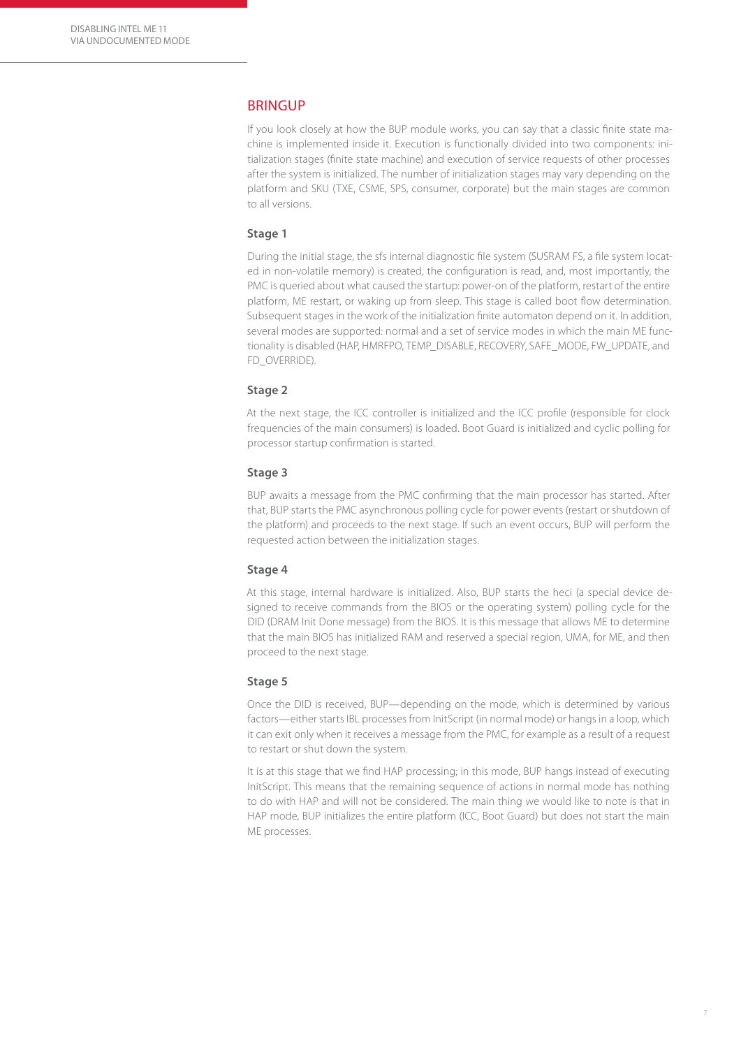## BRINGUP

If you look closely at how the BUP module works, you can say that a classic finite state machine is implemented inside it. Execution is functionally divided into two components: initialization stages (finite state machine) and execution of service requests of other processes after the system is initialized. The number of initialization stages may vary depending on the platform and SKU (TXE, CSME, SPS, consumer, corporate) but the main stages are common to all versions.

### Stage 1

During the initial stage, the sfs internal diagnostic file system (SUSRAM FS, a file system located in non-volatile memory) is created, the configuration is read, and, most importantly, the PMC is queried about what caused the startup: power-on of the platform, restart of the entire platform, ME restart, or waking up from sleep. This stage is called boot flow determination. Subsequent stages in the work of the initialization finite automaton depend on it. In addition, several modes are supported: normal and a set of service modes in which the main ME functionality is disabled (HAP, HMRFPO, TEMP_DISABLE, RECOVERY, SAFE_MODE, FW_UPDATE, and FD_OVERRIDE).

### Stage 2

At the next stage, the ICC controller is initialized and the ICC profile (responsible for clock frequencies of the main consumers) is loaded. Boot Guard is initialized and cyclic polling for processor startup confirmation is started.

### Stage 3

BUP awaits a message from the PMC confirming that the main processor has started. After that, BUP starts the PMC asynchronous polling cycle for power events (restart or shutdown of the platform) and proceeds to the next stage. If such an event occurs, BUP will perform the requested action between the initialization stages.

### Stage 4

At this stage, internal hardware is initialized. Also, BUP starts the heci (a special device designed to receive commands from the BIOS or the operating system) polling cycle for the DID (DRAM Init Done message) from the BIOS. It is this message that allows ME to determine that the main BIOS has initialized RAM and reserved a special region, UMA, for ME, and then proceed to the next stage.

### Stage 5

Once the DID is received, BUP—depending on the mode, which is determined by various factors—either starts IBL processes from InitScript (in normal mode) or hangs in a loop, which it can exit only when it receives a message from the PMC, for example as a result of a request to restart or shut down the system.

It is at this stage that we find HAP processing; in this mode, BUP hangs instead of executing InitScript. This means that the remaining sequence of actions in normal mode has nothing to do with HAP and will not be considered. The main thing we would like to note is that in HAP mode, BUP initializes the entire platform (ICC, Boot Guard) but does not start the main ME processes.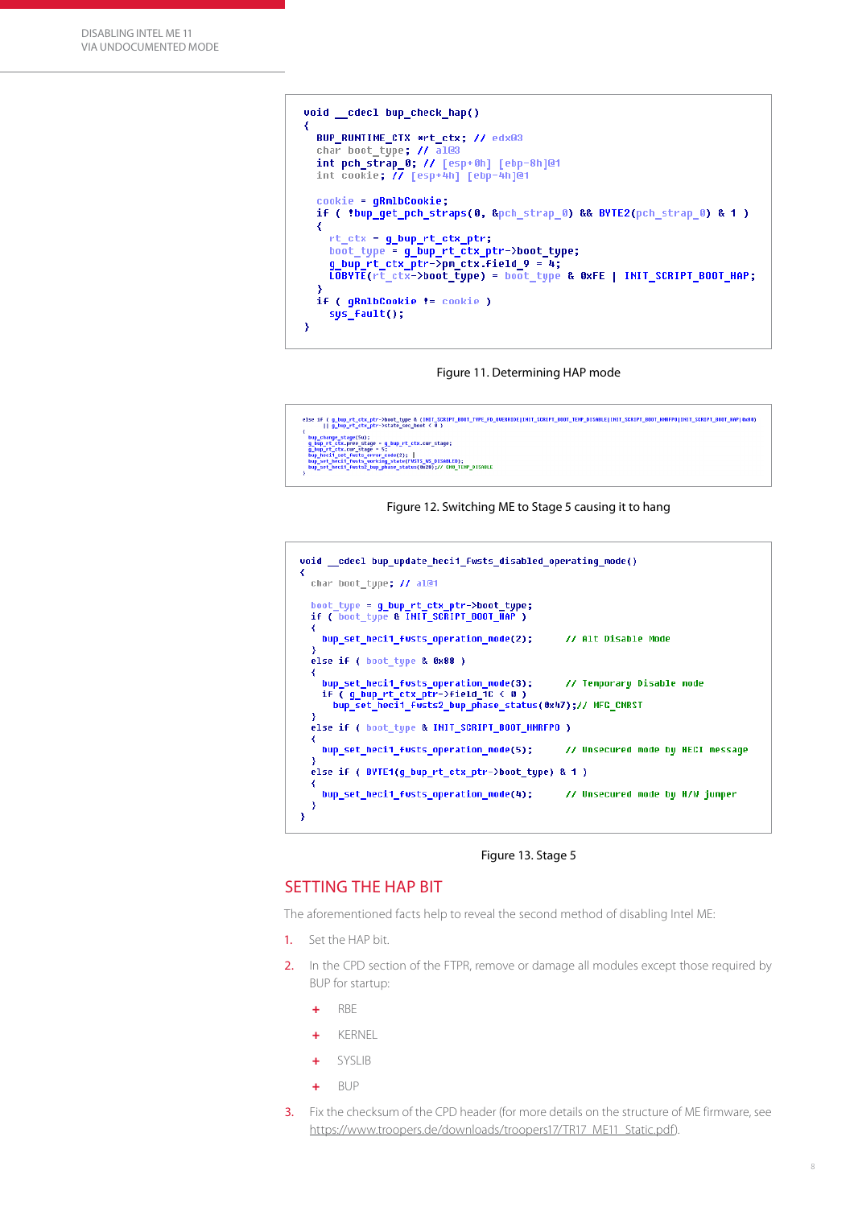```
void __cdecl bup_check_hap()
{
  BUP_RUNTIME_CTX *rt_ctx; // edx@3
  char boot_type; // al@3
  int pch_strap_0; // [esp+0h] [ebp-8h]@1
  int cookie; // [esp+4h] [ebp-4h]@1

  cookie = gRmlbCookie;
  if ( !bup_get_pch_straps(0, &pch_strap_0) && BYTE2(pch_strap_0) & 1 )
  {
    rt_ctx = g_bup_rt_ctx_ptr;
    boot_type = g_bup_rt_ctx_ptr->boot_type;
    g_bup_rt_ctx_ptr->pm_ctx.field_9 = 4;
    LOBYTE(rt_ctx->boot_type) = boot_type & 0xFE | INIT_SCRIPT_BOOT_HAP;
  }
  if ( gRmlbCookie != cookie )
    sys_fault();
}
```

Figure 11. Determining HAP mode

```
else if ( g_bup_rt_ctx_ptr->boot_type & (INIT_SCRIPT_BOOT_TYPE_FD_OVERRIDE|INIT_SCRIPT_BOOT_TEMP_DISABLE|INIT_SCRIPT_BOOT_HMRFPO|INIT_SCRIPT_BOOT_HAP|0x80)
       || g_bup_rt_ctx_ptr->state_sec_boot < 0 )
{
  bup_change_stage(5u);
  g_bup_rt_ctx.prev_stage = g_bup_rt_ctx.cur_stage;
  g_bup_rt_ctx.cur_stage = 5;
  bup_heci1_set_fwsts_error_code(2); |
  bup_set_heci1_fwsts_working_state(FWSTS_WS_DISABLED);
  bup_set_heci1_fwsts2_bup_phase_status(0x20);// CMD_TEMP_DISABLE
}
```

Figure 12. Switching ME to Stage 5 causing it to hang

```
void __cdecl bup_update_heci1_fwsts_disabled_operating_mode()
{
  char boot_type; // al@1

  boot_type = g_bup_rt_ctx_ptr->boot_type;
  if ( boot_type & INIT_SCRIPT_BOOT_HAP )
  {
    bup_set_heci1_fwsts_operation_mode(2);      // Alt Disable Mode
  }
  else if ( boot_type & 0x88 )
  {
    bup_set_heci1_fwsts_operation_mode(3);      // Temporary Disable mode
    if ( g_bup_rt_ctx_ptr->field_1C < 0 )
      bup_set_heci1_fwsts2_bup_phase_status(0x47);// MFG_CMRST
  }
  else if ( boot_type & INIT_SCRIPT_BOOT_HMRFPO )
  {
    bup_set_heci1_fwsts_operation_mode(5);      // Unsecured mode by HECI message
  }
  else if ( BYTE1(g_bup_rt_ctx_ptr->boot_type) & 1 )
  {
    bup_set_heci1_fwsts_operation_mode(4);      // Unsecured mode by H/W jumper
  }
}
```

Figure 13. Stage 5

## SETTING THE HAP BIT

The aforementioned facts help to reveal the second method of disabling Intel ME:

1. Set the HAP bit.
2. In the CPD section of the FTPR, remove or damage all modules except those required by BUP for startup:
   - RBE
   - KERNEL
   - SYSLIB
   - BUP
3. Fix the checksum of the CPD header (for more details on the structure of ME firmware, see https://www.troopers.de/downloads/troopers17/TR17_ME11_Static.pdf).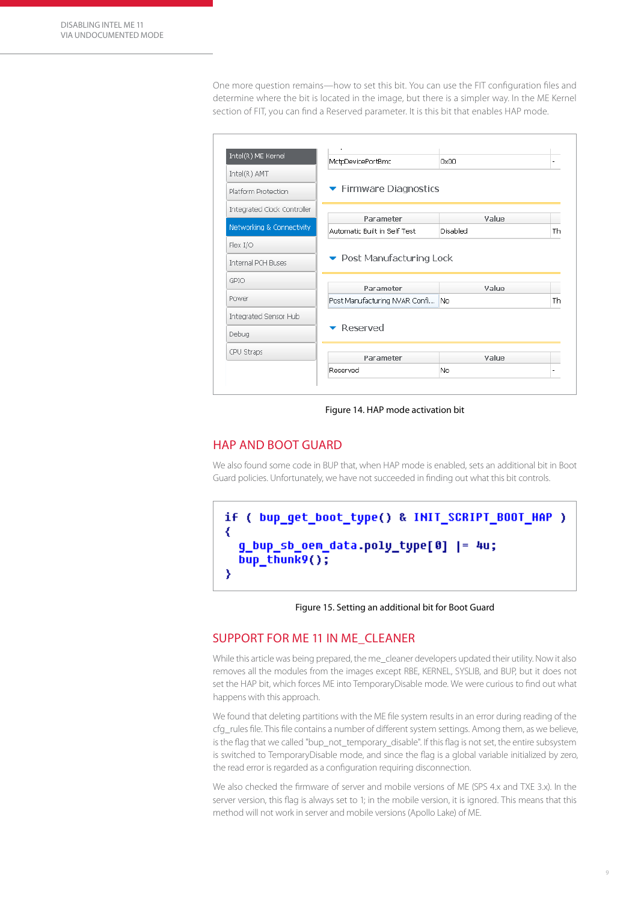One more question remains—how to set this bit. You can use the FIT configuration files and determine where the bit is located in the image, but there is a simpler way. In the ME Kernel section of FIT, you can find a Reserved parameter. It is this bit that enables HAP mode.

Figure 14. HAP mode activation bit

## HAP AND BOOT GUARD

We also found some code in BUP that, when HAP mode is enabled, sets an additional bit in Boot Guard policies. Unfortunately, we have not succeeded in finding out what this bit controls.

```
if ( bup_get_boot_type() & INIT_SCRIPT_BOOT_HAP )
{
  g_bup_sb_oem_data.poly_type[0] |= 4u;
  bup_thunk9();
}
```

Figure 15. Setting an additional bit for Boot Guard

## SUPPORT FOR ME 11 IN ME_CLEANER

While this article was being prepared, the me_cleaner developers updated their utility. Now it also removes all the modules from the images except RBE, KERNEL, SYSLIB, and BUP, but it does not set the HAP bit, which forces ME into TemporaryDisable mode. We were curious to find out what happens with this approach.

We found that deleting partitions with the ME file system results in an error during reading of the cfg_rules file. This file contains a number of different system settings. Among them, as we believe, is the flag that we called "bup_not_temporary_disable". If this flag is not set, the entire subsystem is switched to TemporaryDisable mode, and since the flag is a global variable initialized by zero, the read error is regarded as a configuration requiring disconnection.

We also checked the firmware of server and mobile versions of ME (SPS 4.x and TXE 3.x). In the server version, this flag is always set to 1; in the mobile version, it is ignored. This means that this method will not work in server and mobile versions (Apollo Lake) of ME.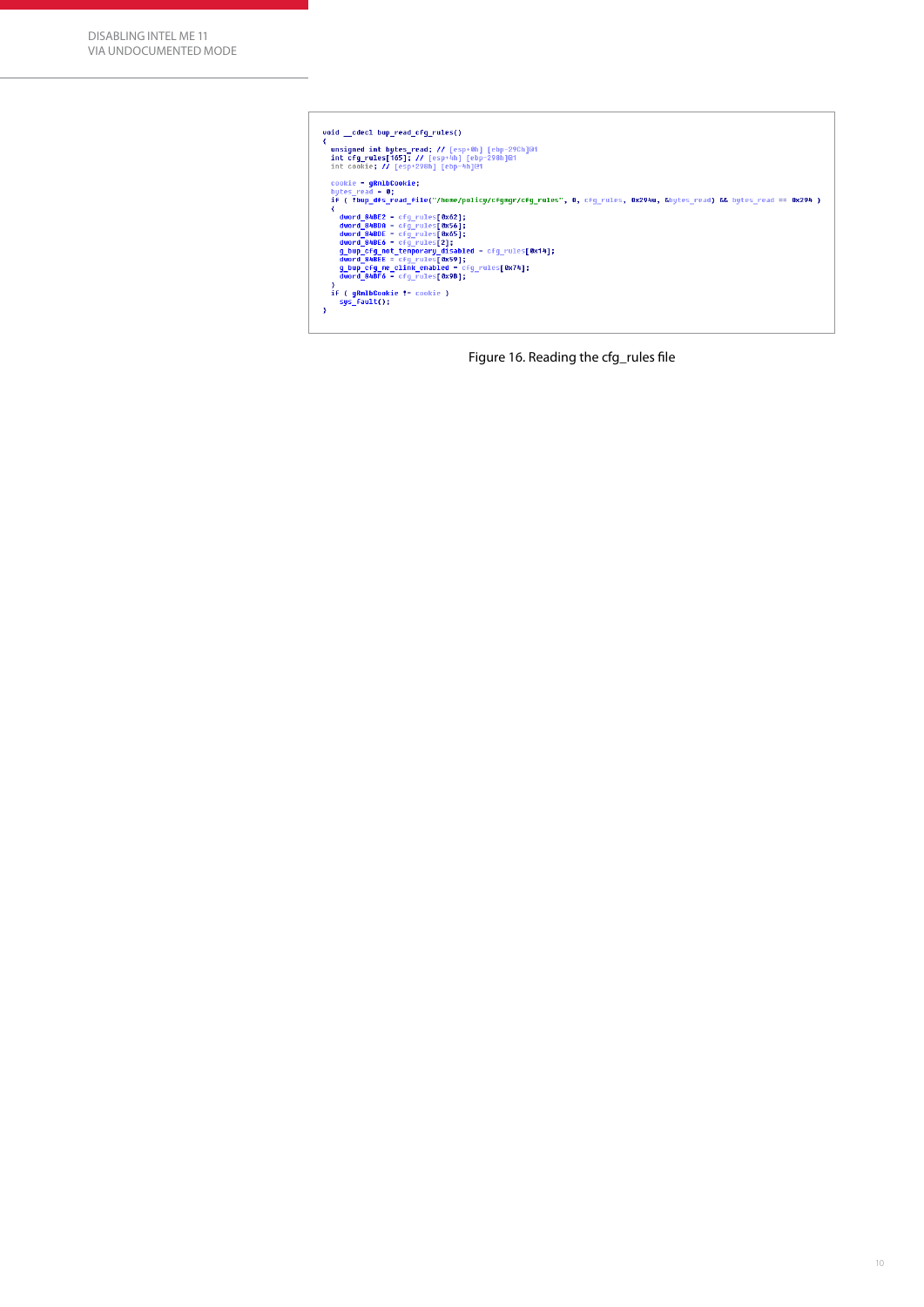```
void __cdecl bup_read_cfg_rules()
{
  unsigned int bytes_read; // [esp+0h] [ebp-29Ch]@1
  int cfg_rules[165]; // [esp+4h] [ebp-298h]@1
  int cookie; // [esp+298h] [ebp-4h]@1

  cookie = gRmlbCookie;
  bytes_read = 0;
  if ( !bup_dfs_read_file("/home/policy/cfgmgr/cfg_rules", 0, cfg_rules, 0x294u, &bytes_read) && bytes_read == 0x294 )
  {
    dword_84BE2 = cfg_rules[0x62];
    dword_84BDA = cfg_rules[0x56];
    dword_84BDE = cfg_rules[0x65];
    dword_84BE6 = cfg_rules[2];
    g_bup_cfg_not_temporary_disabled = cfg_rules[0x14];
    dword_84BEE = cfg_rules[0x59];
    g_bup_cfg_me_clink_enabled = cfg_rules[0x74];
    dword_84BF6 = cfg_rules[0x9B];
  }
  if ( gRmlbCookie != cookie )
    sys_fault();
}
```

Figure 16. Reading the cfg_rules file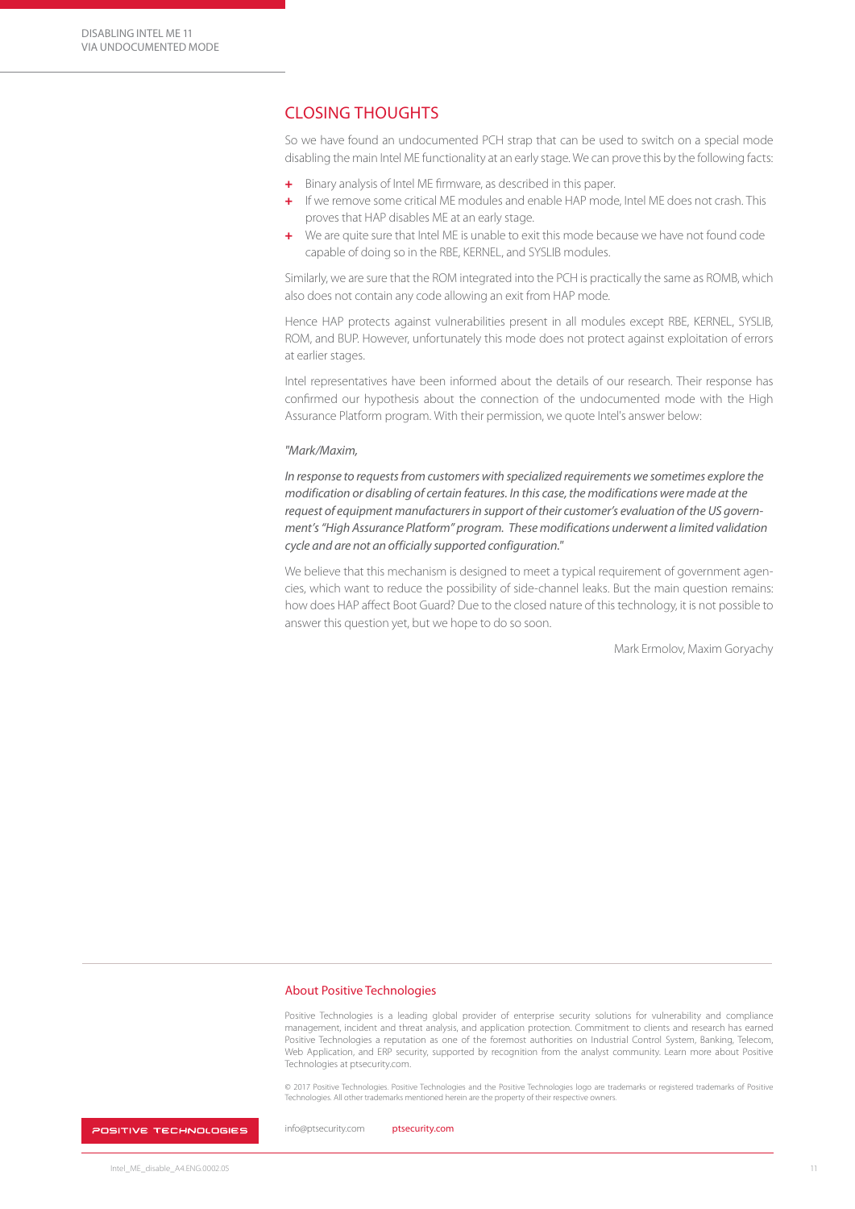## CLOSING THOUGHTS

So we have found an undocumented PCH strap that can be used to switch on a special mode disabling the main Intel ME functionality at an early stage. We can prove this by the following facts:

- Binary analysis of Intel ME firmware, as described in this paper.
- If we remove some critical ME modules and enable HAP mode, Intel ME does not crash. This proves that HAP disables ME at an early stage.
- We are quite sure that Intel ME is unable to exit this mode because we have not found code capable of doing so in the RBE, KERNEL, and SYSLIB modules.

Similarly, we are sure that the ROM integrated into the PCH is practically the same as ROMB, which also does not contain any code allowing an exit from HAP mode.

Hence HAP protects against vulnerabilities present in all modules except RBE, KERNEL, SYSLIB, ROM, and BUP. However, unfortunately this mode does not protect against exploitation of errors at earlier stages.

Intel representatives have been informed about the details of our research. Their response has confirmed our hypothesis about the connection of the undocumented mode with the High Assurance Platform program. With their permission, we quote Intel's answer below:

*"Mark/Maxim,*

*In response to requests from customers with specialized requirements we sometimes explore the modification or disabling of certain features. In this case, the modifications were made at the request of equipment manufacturers in support of their customer's evaluation of the US government's "High Assurance Platform" program. These modifications underwent a limited validation cycle and are not an officially supported configuration."*

We believe that this mechanism is designed to meet a typical requirement of government agencies, which want to reduce the possibility of side-channel leaks. But the main question remains: how does HAP affect Boot Guard? Due to the closed nature of this technology, it is not possible to answer this question yet, but we hope to do so soon.

Mark Ermolov, Maxim Goryachy

### About Positive Technologies

Positive Technologies is a leading global provider of enterprise security solutions for vulnerability and compliance management, incident and threat analysis, and application protection. Commitment to clients and research has earned Positive Technologies a reputation as one of the foremost authorities on Industrial Control System, Banking, Telecom, Web Application, and ERP security, supported by recognition from the analyst community. Learn more about Positive Technologies at ptsecurity.com.

© 2017 Positive Technologies. Positive Technologies and the Positive Technologies logo are trademarks or registered trademarks of Positive Technologies. All other trademarks mentioned herein are the property of their respective owners.

POSITIVE TECHNOLOGIES

info@ptsecurity.com ptsecurity.com

Intel_ME_disable_A4.ENG.0002.05